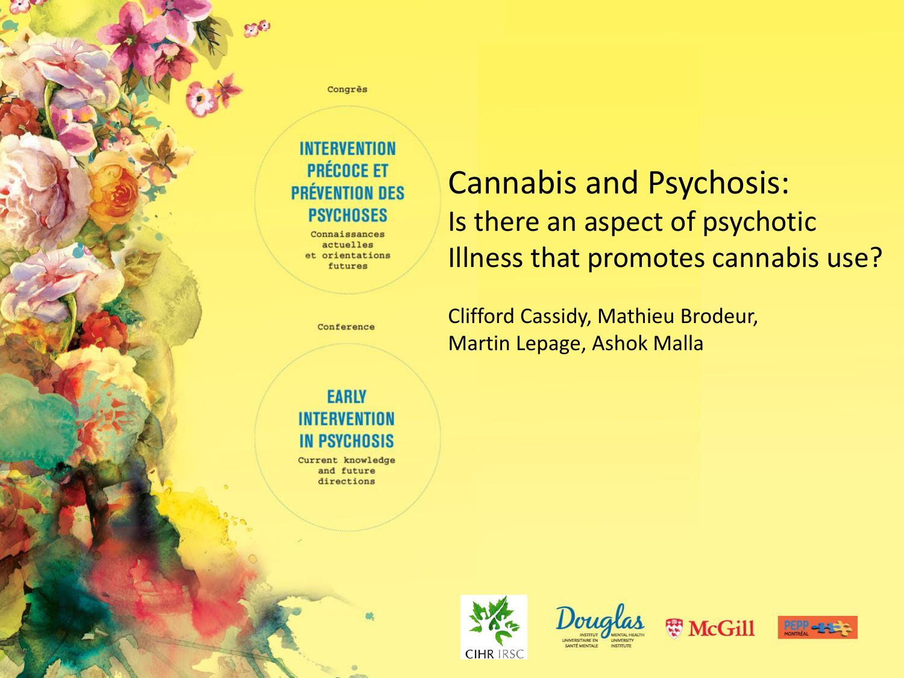Congrès

**INTERVENTION PRÉCOCE ET PRÉVENTION DES PSYCHOSES**

Connaissances actuelles et orientations futures

Conference

**EARLY INTERVENTION IN PSYCHOSIS**

Current knowledge and future directions

# Cannabis and Psychosis:

## Is there an aspect of psychotic Illness that promotes cannabis use?

Clifford Cassidy, Mathieu Brodeur, Martin Lepage, Ashok Malla

CIHR IRSC

Douglas — Institut universitaire en santé mentale / Mental Health University Institute

McGill

PEPP Montréal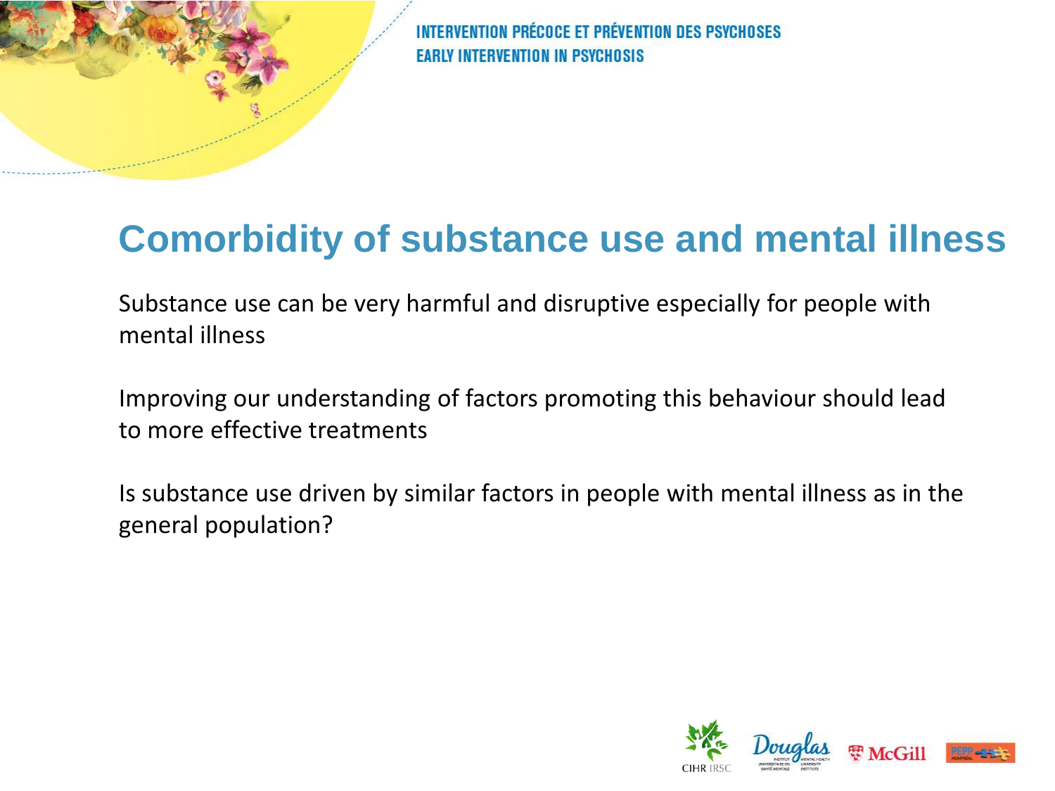# Comorbidity of substance use and mental illness

Substance use can be very harmful and disruptive especially for people with mental illness

Improving our understanding of factors promoting this behaviour should lead to more effective treatments

Is substance use driven by similar factors in people with mental illness as in the general population?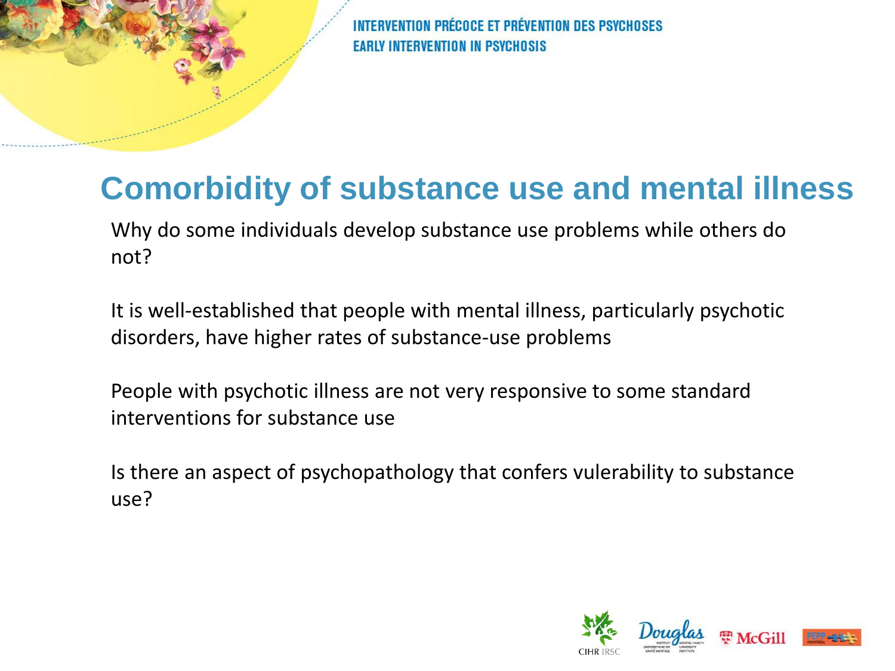# Comorbidity of substance use and mental illness

Why do some individuals develop substance use problems while others do not?

It is well-established that people with mental illness, particularly psychotic disorders, have higher rates of substance-use problems

People with psychotic illness are not very responsive to some standard interventions for substance use

Is there an aspect of psychopathology that confers vulerability to substance use?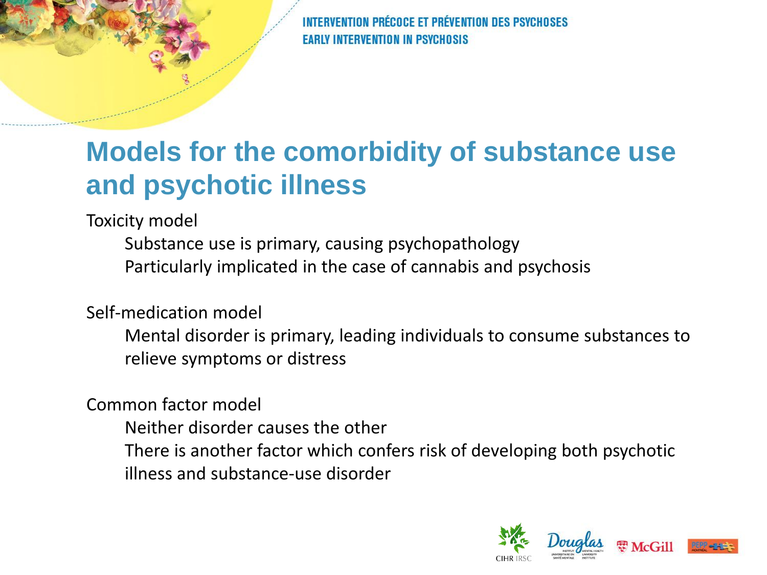# Models for the comorbidity of substance use and psychotic illness

Toxicity model

- Substance use is primary, causing psychopathology
- Particularly implicated in the case of cannabis and psychosis

Self-medication model

- Mental disorder is primary, leading individuals to consume substances to relieve symptoms or distress

Common factor model

- Neither disorder causes the other
- There is another factor which confers risk of developing both psychotic illness and substance-use disorder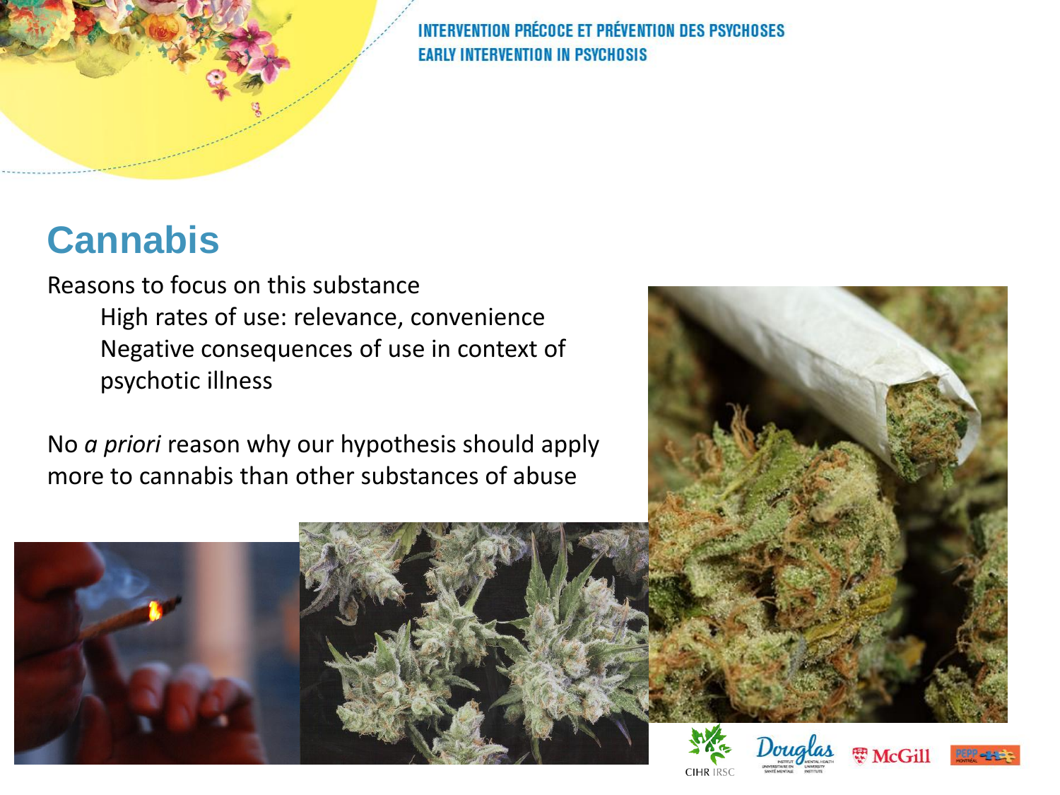# Cannabis

Reasons to focus on this substance

- High rates of use: relevance, convenience
- Negative consequences of use in context of psychotic illness

No *a priori* reason why our hypothesis should apply more to cannabis than other substances of abuse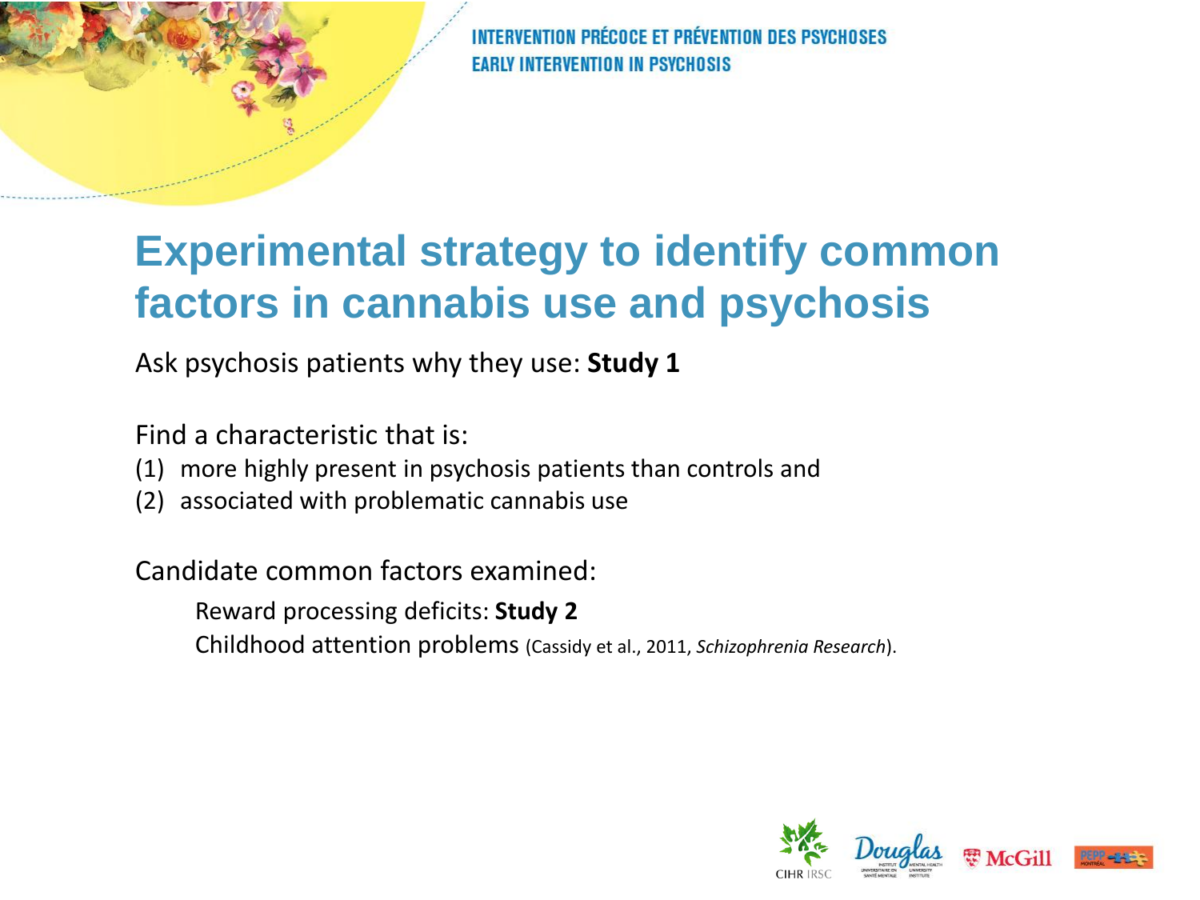# Experimental strategy to identify common factors in cannabis use and psychosis

Ask psychosis patients why they use: **Study 1**

Find a characteristic that is:

(1) more highly present in psychosis patients than controls and
(2) associated with problematic cannabis use

Candidate common factors examined:

- Reward processing deficits: **Study 2**
- Childhood attention problems (Cassidy et al., 2011, *Schizophrenia Research*).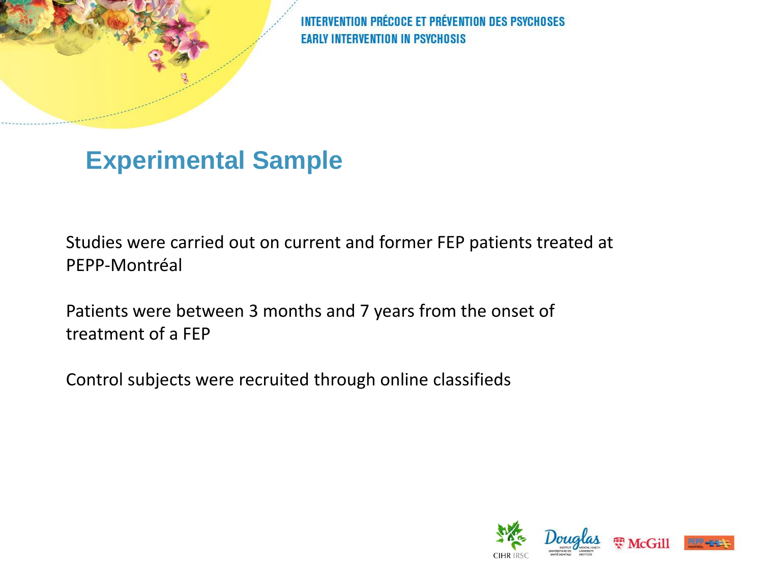## Experimental Sample

Studies were carried out on current and former FEP patients treated at PEPP-Montréal

Patients were between 3 months and 7 years from the onset of treatment of a FEP

Control subjects were recruited through online classifieds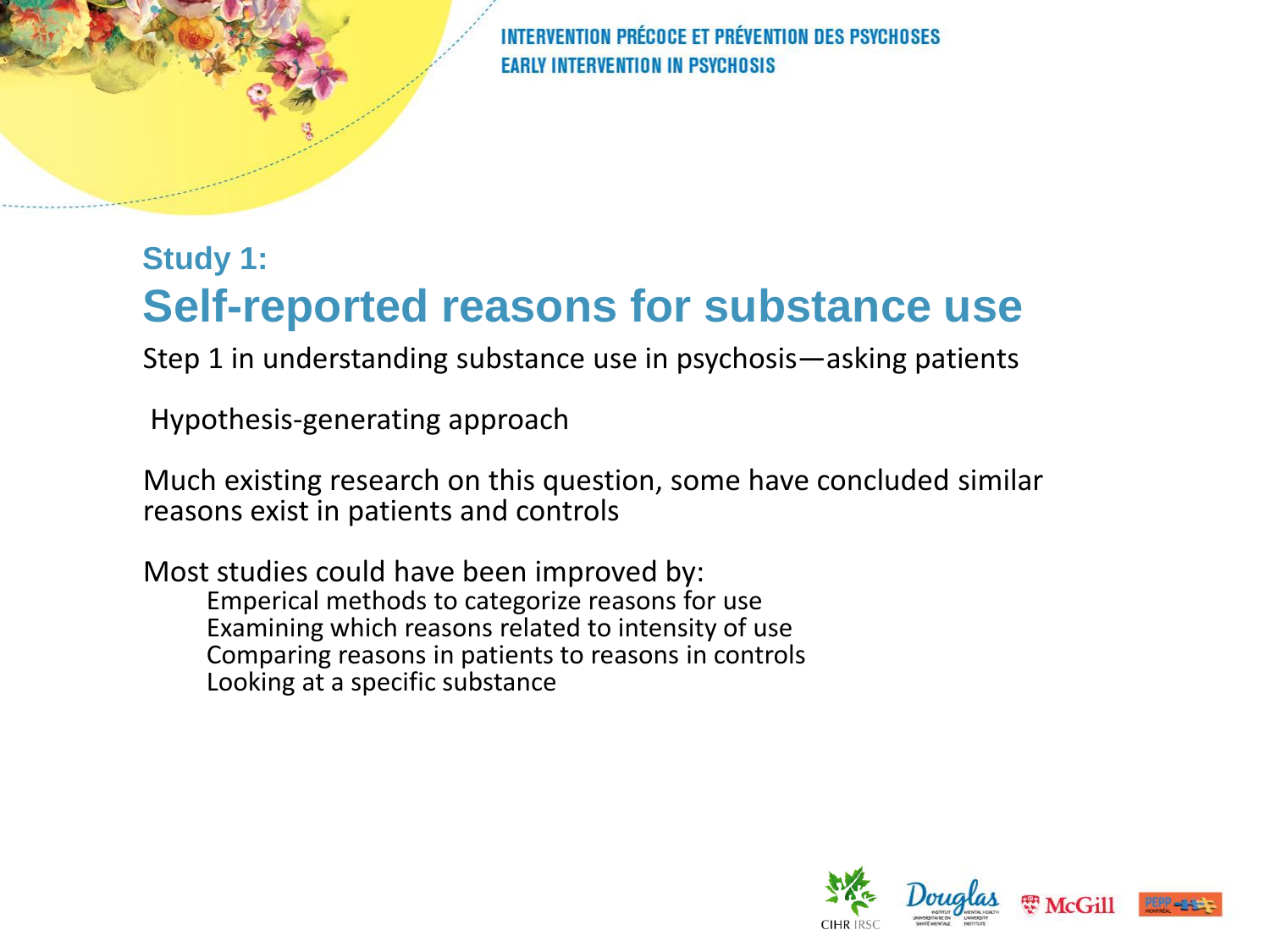## Study 1:

# Self-reported reasons for substance use

Step 1 in understanding substance use in psychosis—asking patients

Hypothesis-generating approach

Much existing research on this question, some have concluded similar reasons exist in patients and controls

Most studies could have been improved by:

- Emperical methods to categorize reasons for use
- Examining which reasons related to intensity of use
- Comparing reasons in patients to reasons in controls
- Looking at a specific substance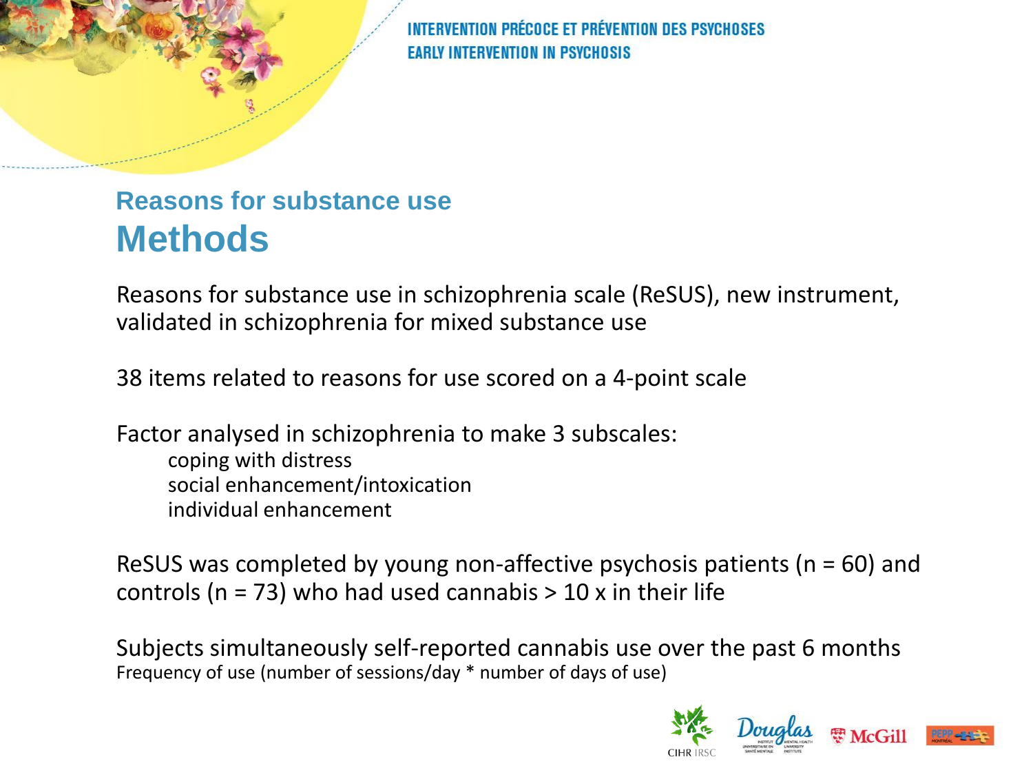## Reasons for substance use

# Methods

Reasons for substance use in schizophrenia scale (ReSUS), new instrument, validated in schizophrenia for mixed substance use

38 items related to reasons for use scored on a 4-point scale

Factor analysed in schizophrenia to make 3 subscales:

- coping with distress
- social enhancement/intoxication
- individual enhancement

ReSUS was completed by young non-affective psychosis patients (n = 60) and controls (n = 73) who had used cannabis > 10 x in their life

Subjects simultaneously self-reported cannabis use over the past 6 months

Frequency of use (number of sessions/day * number of days of use)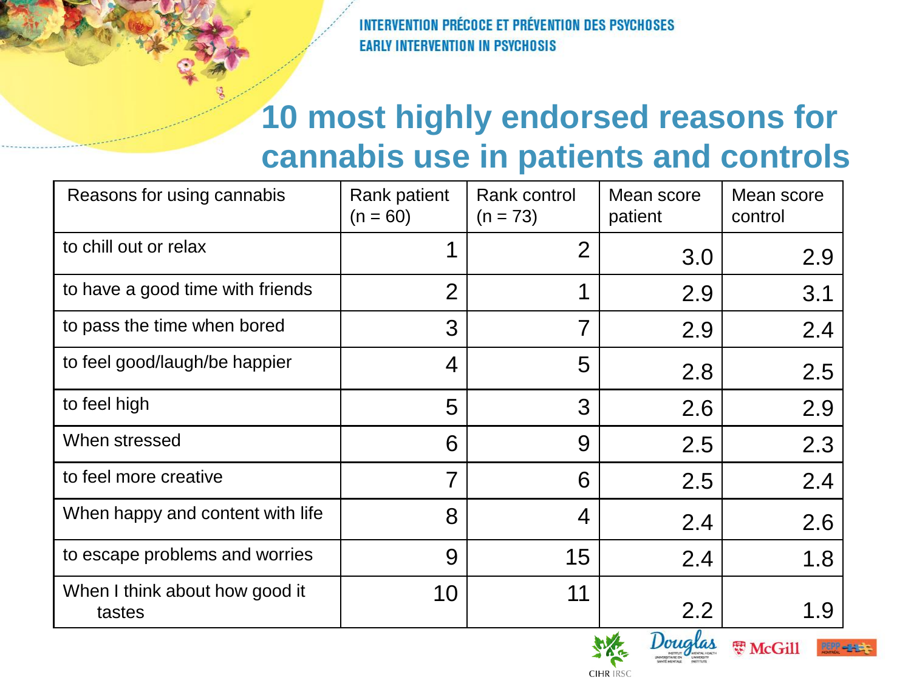# 10 most highly endorsed reasons for cannabis use in patients and controls

| Reasons for using cannabis | Rank patient (n = 60) | Rank control (n = 73) | Mean score patient | Mean score control |
|---|---|---|---|---|
| to chill out or relax | 1 | 2 | 3.0 | 2.9 |
| to have a good time with friends | 2 | 1 | 2.9 | 3.1 |
| to pass the time when bored | 3 | 7 | 2.9 | 2.4 |
| to feel good/laugh/be happier | 4 | 5 | 2.8 | 2.5 |
| to feel high | 5 | 3 | 2.6 | 2.9 |
| When stressed | 6 | 9 | 2.5 | 2.3 |
| to feel more creative | 7 | 6 | 2.5 | 2.4 |
| When happy and content with life | 8 | 4 | 2.4 | 2.6 |
| to escape problems and worries | 9 | 15 | 2.4 | 1.8 |
| When I think about how good it tastes | 10 | 11 | 2.2 | 1.9 |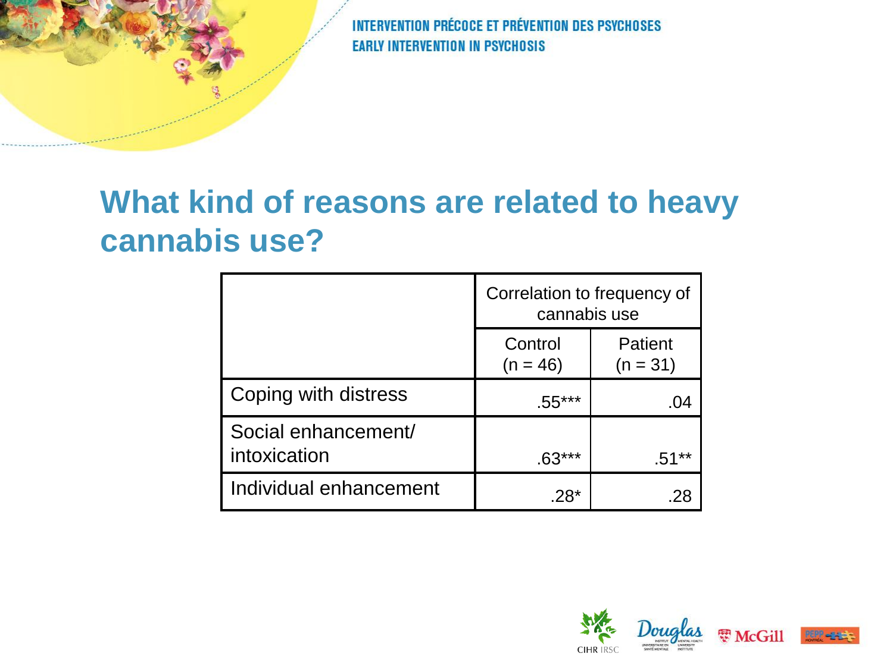# What kind of reasons are related to heavy cannabis use?

| | Correlation to frequency of cannabis use | |
|---|---|---|
| | Control (n = 46) | Patient (n = 31) |
| Coping with distress | .55*** | .04 |
| Social enhancement/ intoxication | .63*** | .51** |
| Individual enhancement | .28* | .28 |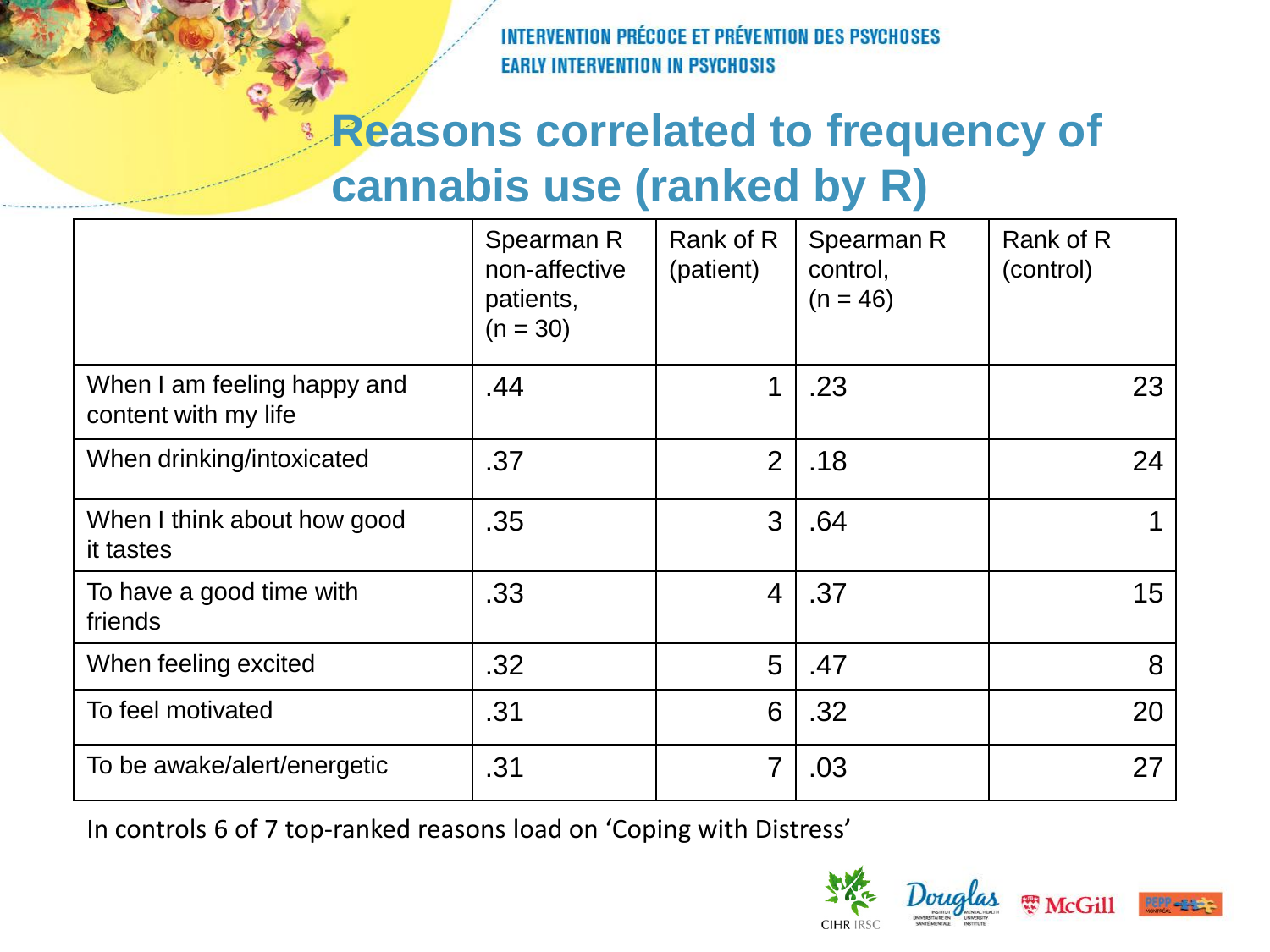# Reasons correlated to frequency of cannabis use (ranked by R)

| | Spearman R non-affective patients, (n = 30) | Rank of R (patient) | Spearman R control, (n = 46) | Rank of R (control) |
|---|---|---|---|---|
| When I am feeling happy and content with my life | .44 | 1 | .23 | 23 |
| When drinking/intoxicated | .37 | 2 | .18 | 24 |
| When I think about how good it tastes | .35 | 3 | .64 | 1 |
| To have a good time with friends | .33 | 4 | .37 | 15 |
| When feeling excited | .32 | 5 | .47 | 8 |
| To feel motivated | .31 | 6 | .32 | 20 |
| To be awake/alert/energetic | .31 | 7 | .03 | 27 |

In controls 6 of 7 top-ranked reasons load on 'Coping with Distress'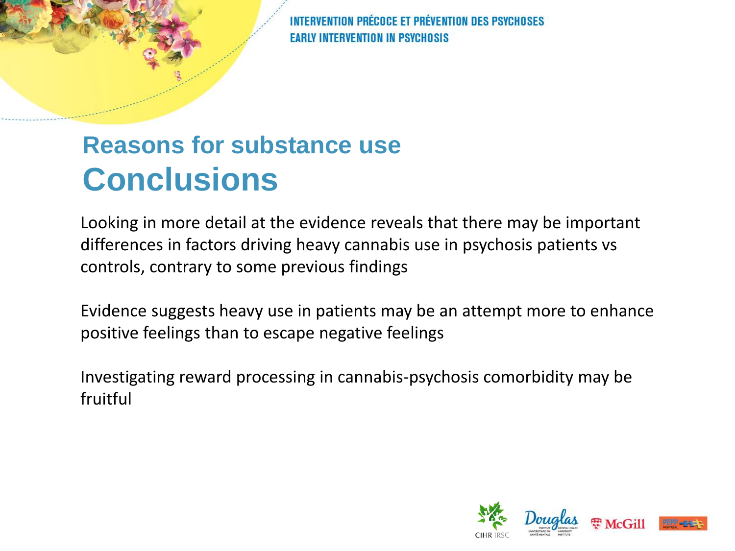## Reasons for substance use

# Conclusions

Looking in more detail at the evidence reveals that there may be important differences in factors driving heavy cannabis use in psychosis patients vs controls, contrary to some previous findings

Evidence suggests heavy use in patients may be an attempt more to enhance positive feelings than to escape negative feelings

Investigating reward processing in cannabis-psychosis comorbidity may be fruitful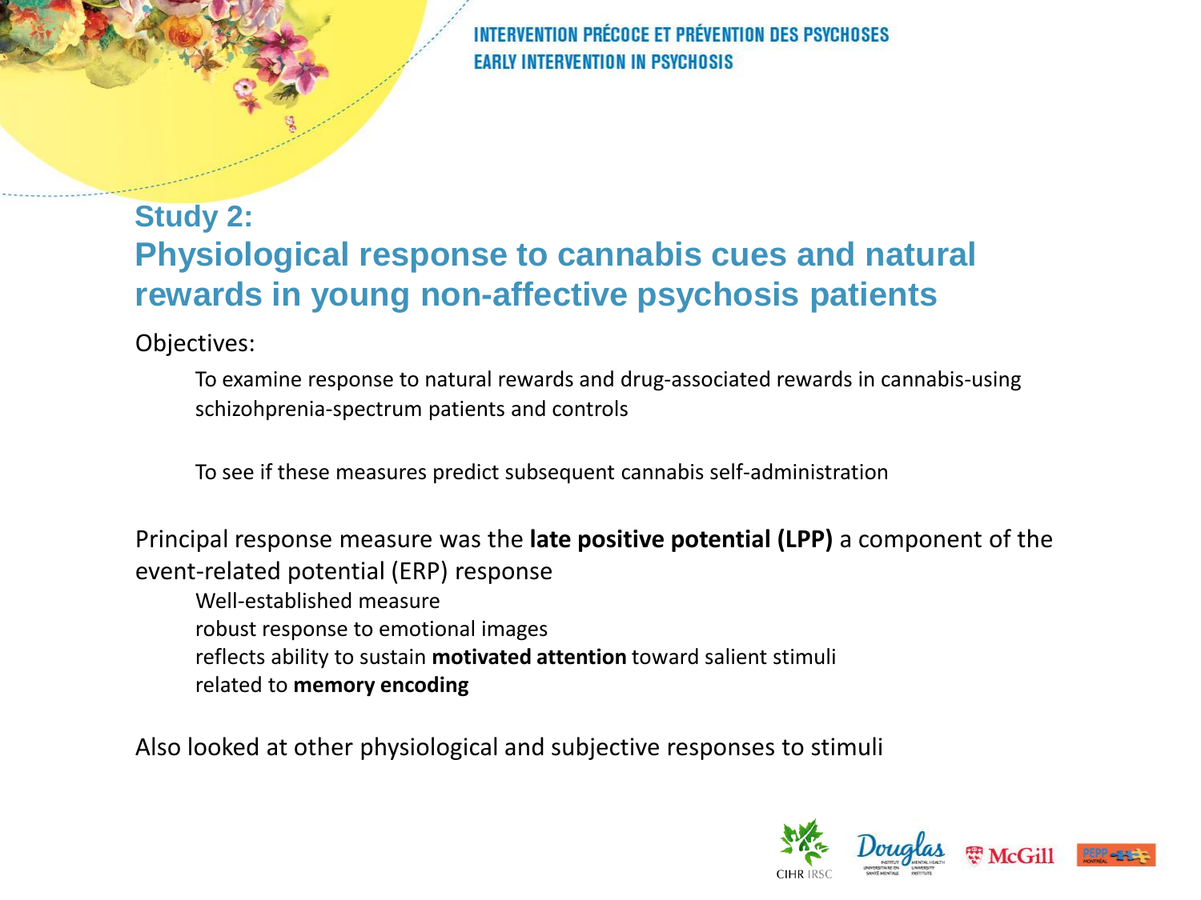## Study 2:
## Physiological response to cannabis cues and natural rewards in young non-affective psychosis patients

Objectives:

- To examine response to natural rewards and drug-associated rewards in cannabis-using schizohprenia-spectrum patients and controls
- To see if these measures predict subsequent cannabis self-administration

Principal response measure was the **late positive potential (LPP)** a component of the event-related potential (ERP) response

- Well-established measure
- robust response to emotional images
- reflects ability to sustain **motivated attention** toward salient stimuli
- related to **memory encoding**

Also looked at other physiological and subjective responses to stimuli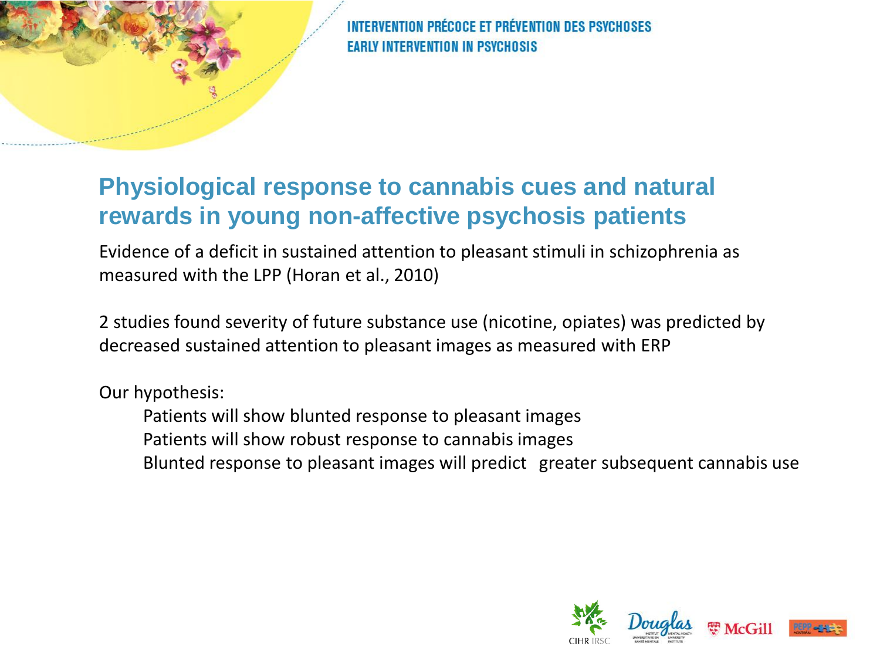## Physiological response to cannabis cues and natural rewards in young non-affective psychosis patients

Evidence of a deficit in sustained attention to pleasant stimuli in schizophrenia as measured with the LPP (Horan et al., 2010)

2 studies found severity of future substance use (nicotine, opiates) was predicted by decreased sustained attention to pleasant images as measured with ERP

Our hypothesis:

- Patients will show blunted response to pleasant images
- Patients will show robust response to cannabis images
- Blunted response to pleasant images will predict greater subsequent cannabis use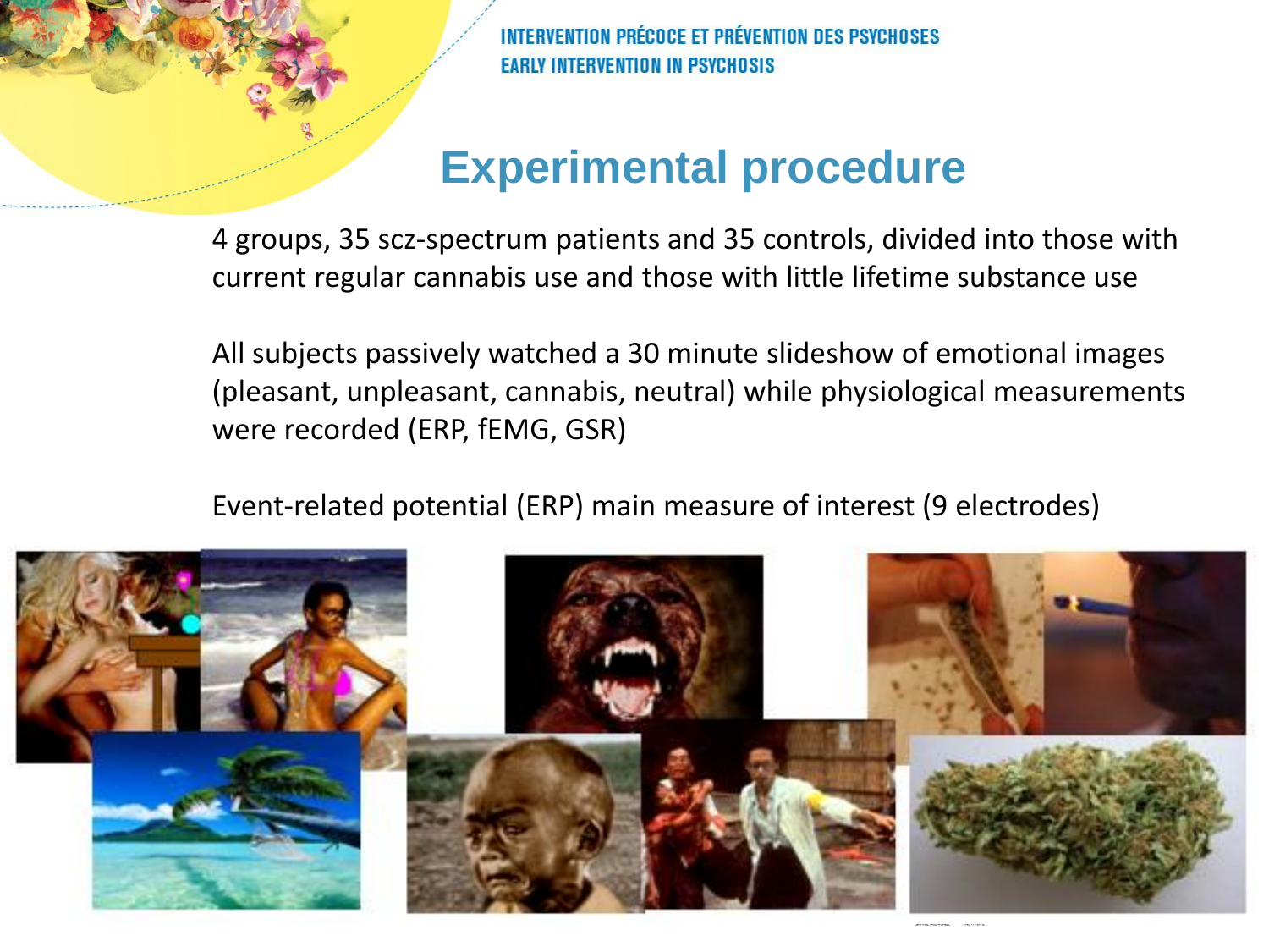# Experimental procedure

4 groups, 35 scz-spectrum patients and 35 controls, divided into those with current regular cannabis use and those with little lifetime substance use

All subjects passively watched a 30 minute slideshow of emotional images (pleasant, unpleasant, cannabis, neutral) while physiological measurements were recorded (ERP, fEMG, GSR)

Event-related potential (ERP) main measure of interest (9 electrodes)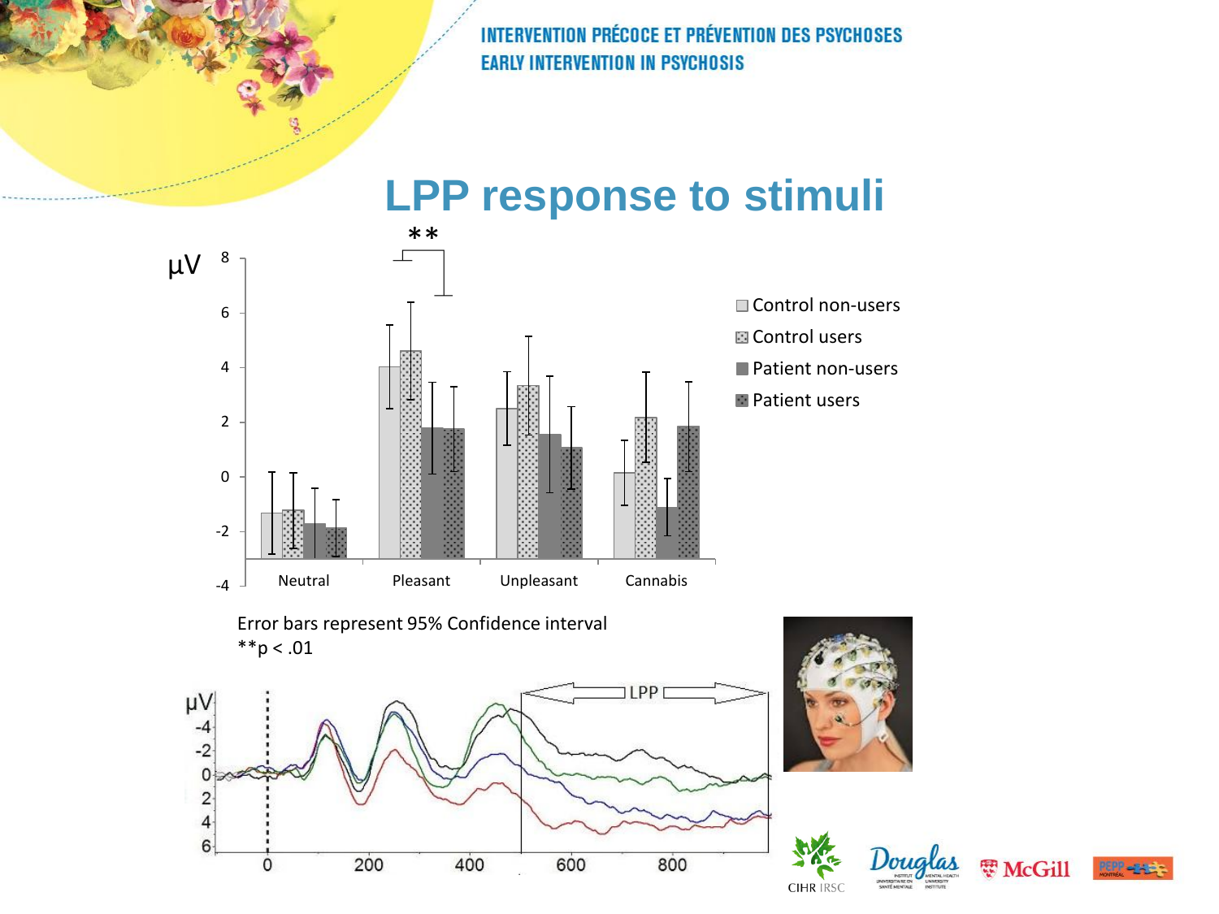# LPP response to stimuli

Error bars represent 95% Confidence interval
**p < .01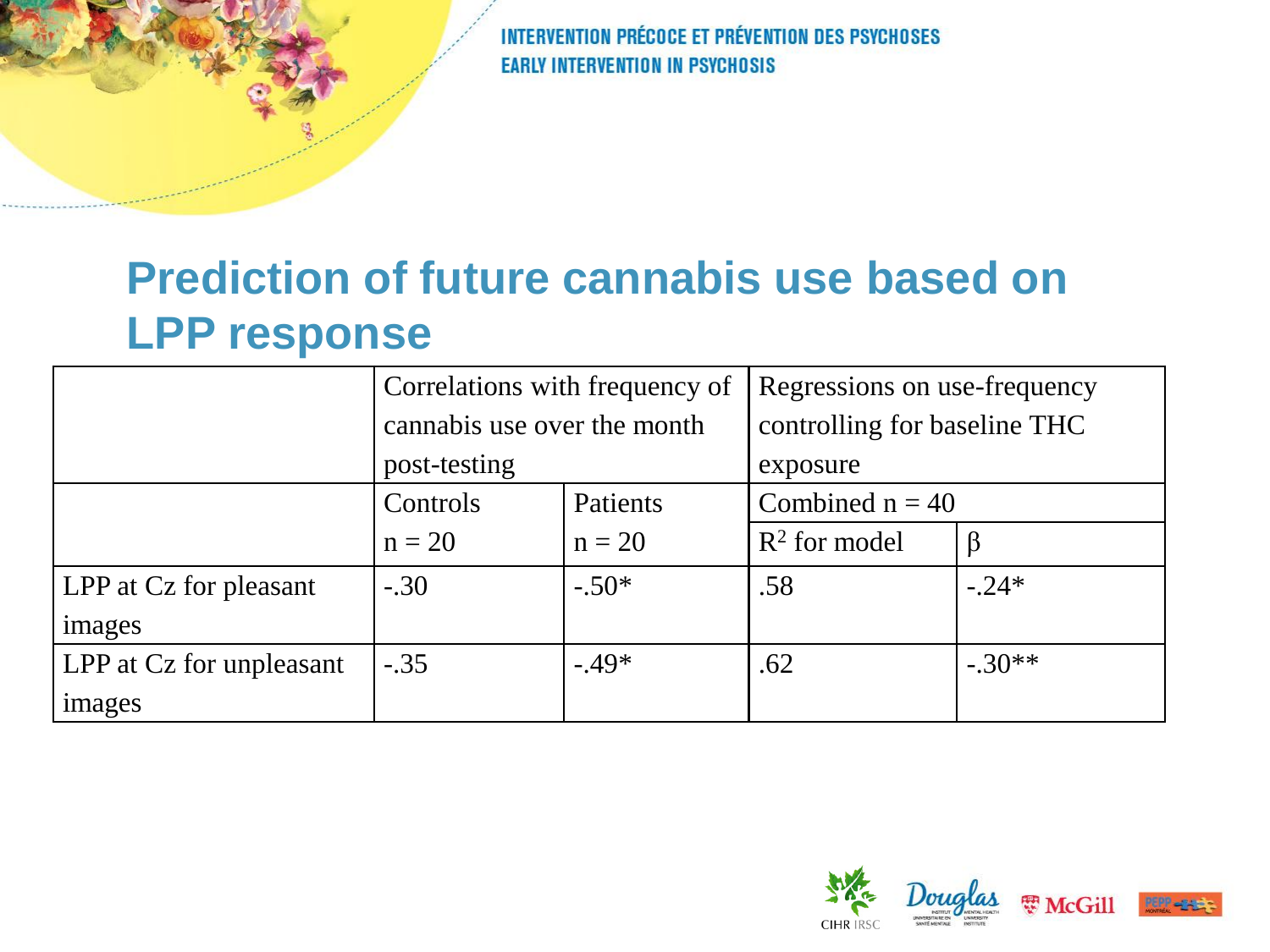## Prediction of future cannabis use based on LPP response

| | Correlations with frequency of cannabis use over the month post-testing | | Regressions on use-frequency controlling for baseline THC exposure | |
|---|---|---|---|---|
| | Controls n = 20 | Patients n = 20 | Combined n = 40 | |
| | | | $R^2$ for model | β |
| LPP at Cz for pleasant images | -.30 | -.50* | .58 | -.24* |
| LPP at Cz for unpleasant images | -.35 | -.49* | .62 | -.30** |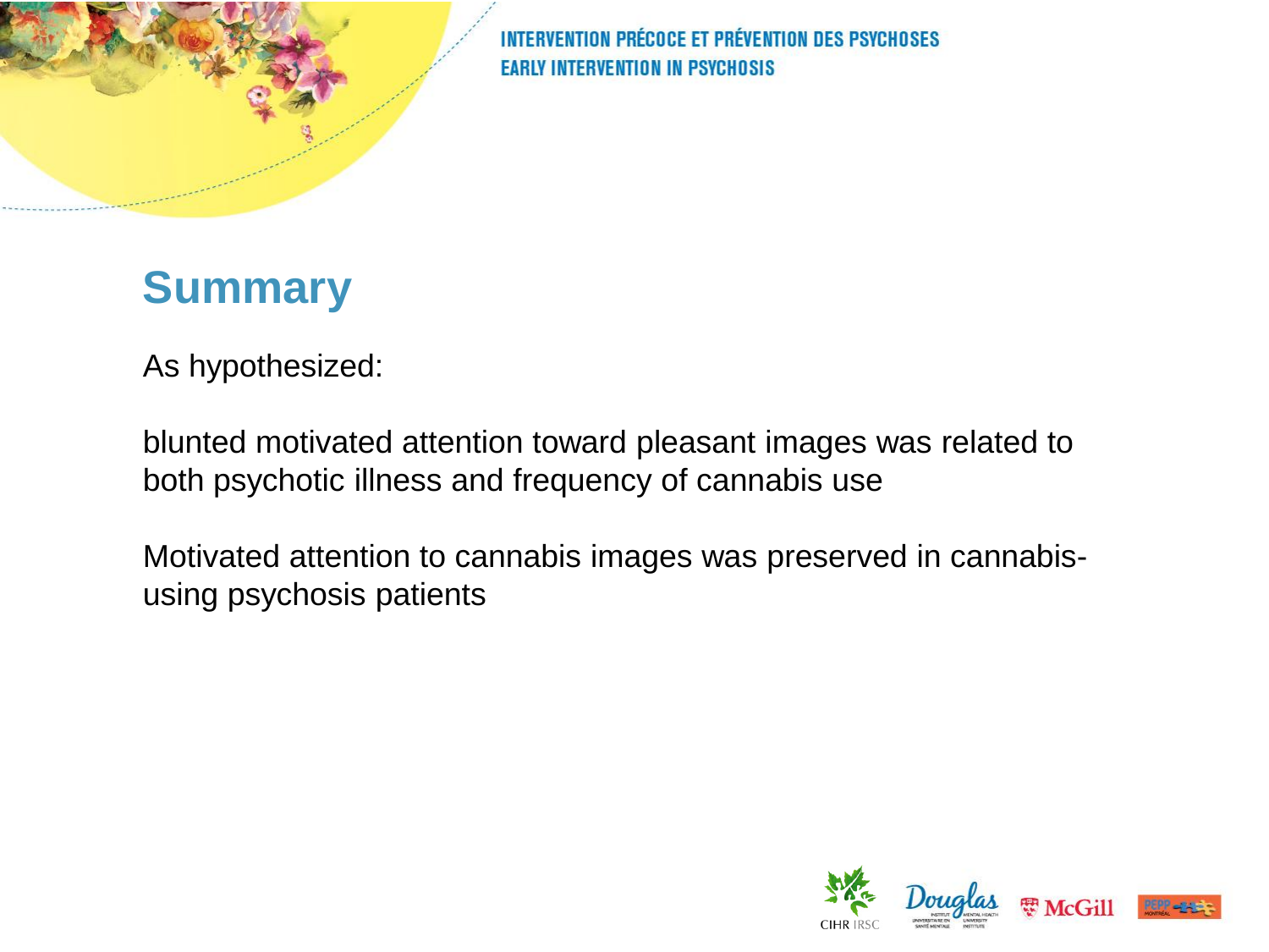## Summary

As hypothesized:

blunted motivated attention toward pleasant images was related to both psychotic illness and frequency of cannabis use

Motivated attention to cannabis images was preserved in cannabis-using psychosis patients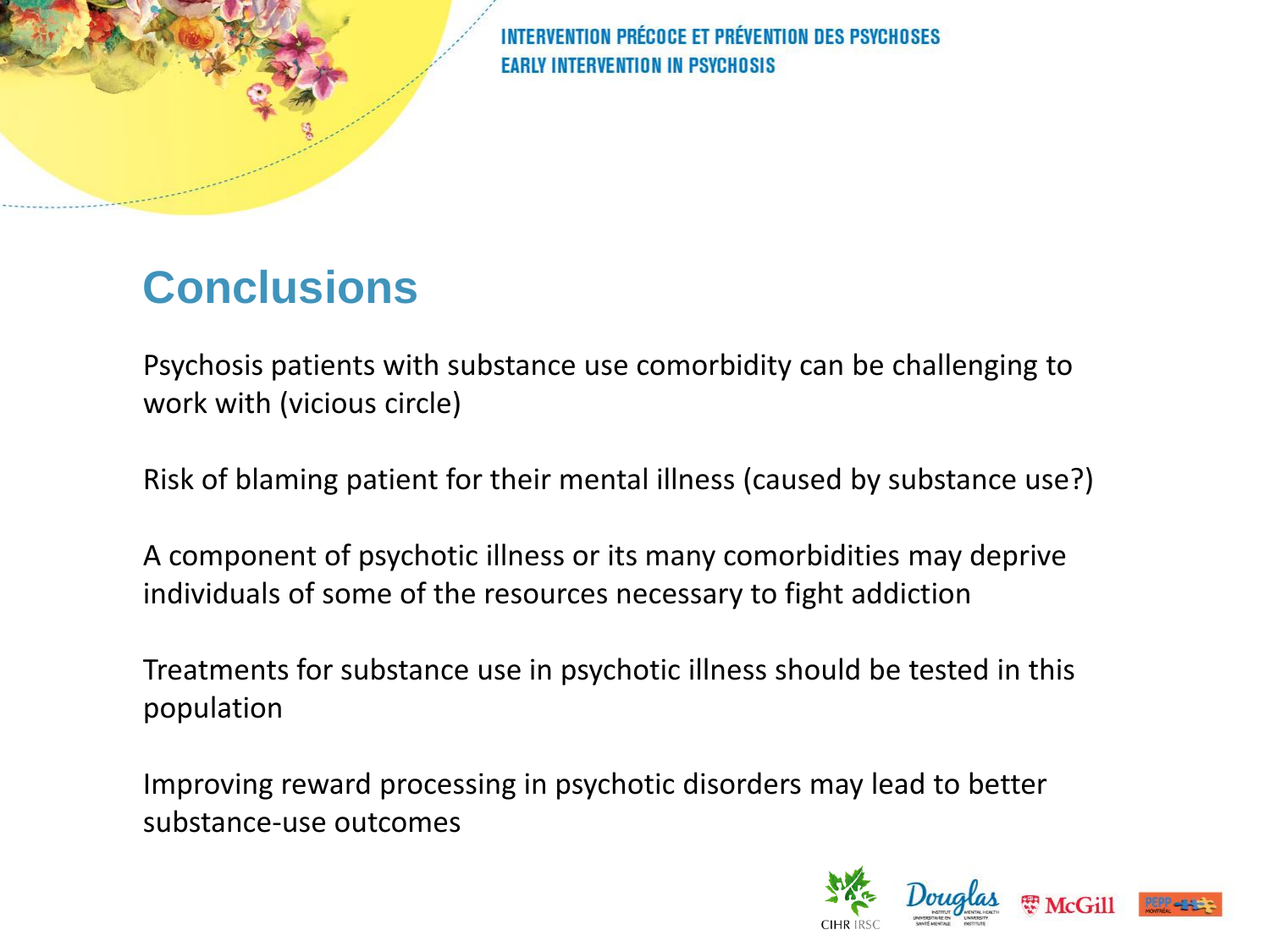# Conclusions

Psychosis patients with substance use comorbidity can be challenging to work with (vicious circle)

Risk of blaming patient for their mental illness (caused by substance use?)

A component of psychotic illness or its many comorbidities may deprive individuals of some of the resources necessary to fight addiction

Treatments for substance use in psychotic illness should be tested in this population

Improving reward processing in psychotic disorders may lead to better substance-use outcomes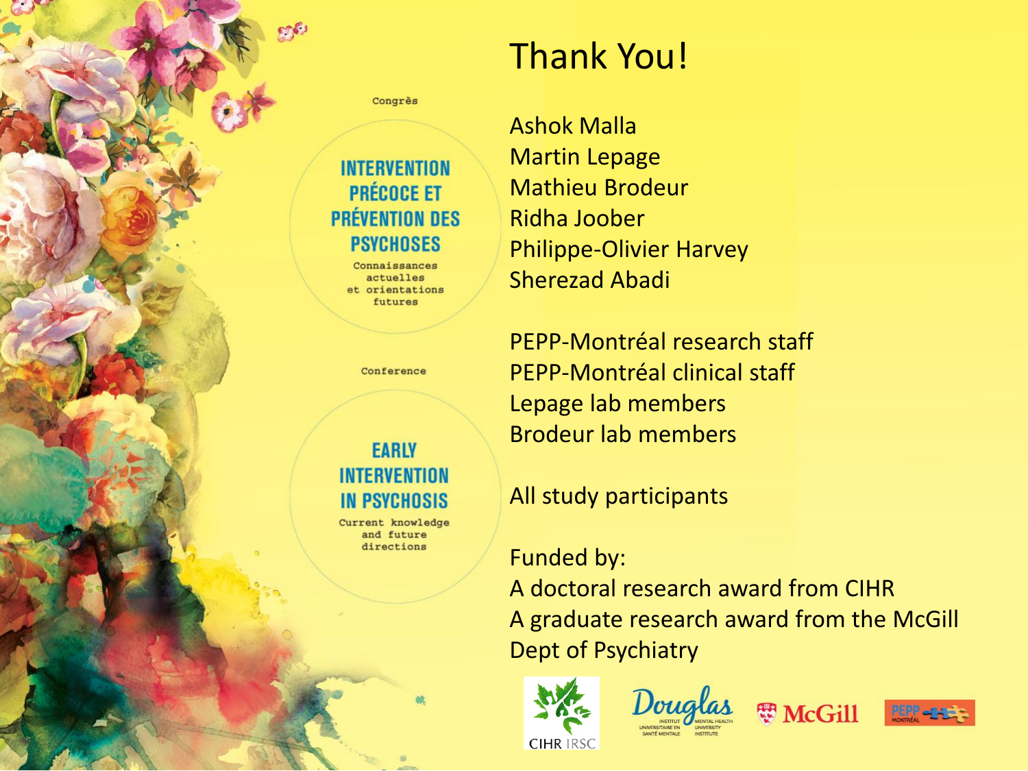Congrès

**INTERVENTION PRÉCOCE ET PRÉVENTION DES PSYCHOSES**

Connaissances actuelles et orientations futures

Conference

**EARLY INTERVENTION IN PSYCHOSIS**

Current knowledge and future directions

# Thank You!

Ashok Malla
Martin Lepage
Mathieu Brodeur
Ridha Joober
Philippe-Olivier Harvey
Sherezad Abadi

PEPP-Montréal research staff
PEPP-Montréal clinical staff
Lepage lab members
Brodeur lab members

All study participants

Funded by:
A doctoral research award from CIHR
A graduate research award from the McGill Dept of Psychiatry

CIHR IRSC
Douglas INSTITUT UNIVERSITAIRE EN SANTÉ MENTALE / MENTAL HEALTH UNIVERSITY INSTITUTE
McGill
PEPP MONTRÉAL